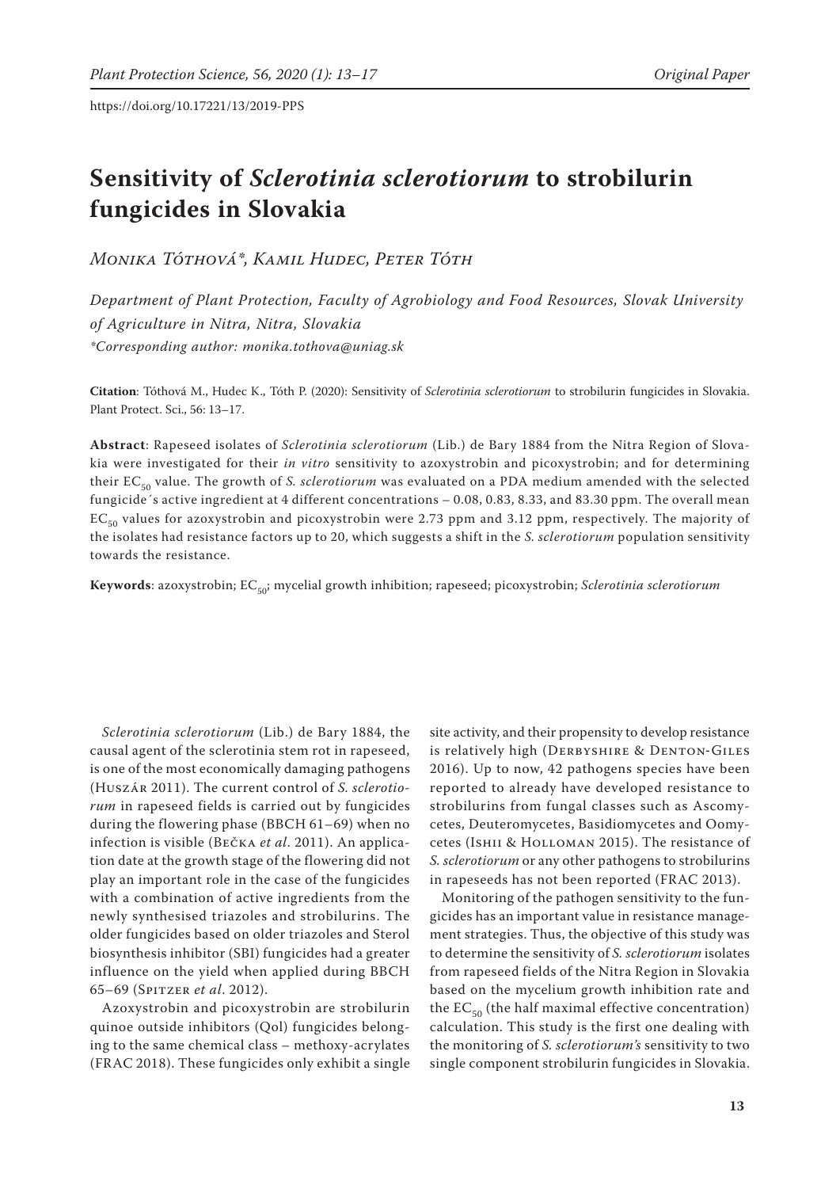https://doi.org/10.17221/13/2019-PPS

# Sensitivity of *Sclerotinia sclerotiorum* to strobilurin fungicides in Slovakia

*Monika Tóthová\*, Kamil Hudec, Peter Tóth*

*Department of Plant Protection, Faculty of Agrobiology and Food Resources, Slovak University of Agriculture in Nitra, Nitra, Slovakia*
*\*Corresponding author: monika.tothova@uniag.sk*

**Citation**: Tóthová M., Hudec K., Tóth P. (2020): Sensitivity of *Sclerotinia sclerotiorum* to strobilurin fungicides in Slovakia. Plant Protect. Sci., 56: 13–17.

**Abstract**: Rapeseed isolates of *Sclerotinia sclerotiorum* (Lib.) de Bary 1884 from the Nitra Region of Slovakia were investigated for their *in vitro* sensitivity to azoxystrobin and picoxystrobin; and for determining their $EC_{50}$ value. The growth of *S. sclerotiorum* was evaluated on a PDA medium amended with the selected fungicide´s active ingredient at 4 different concentrations – 0.08, 0.83, 8.33, and 83.30 ppm. The overall mean $EC_{50}$ values for azoxystrobin and picoxystrobin were 2.73 ppm and 3.12 ppm, respectively. The majority of the isolates had resistance factors up to 20, which suggests a shift in the *S. sclerotiorum* population sensitivity towards the resistance.

**Keywords**: azoxystrobin; $EC_{50}$; mycelial growth inhibition; rapeseed; picoxystrobin; *Sclerotinia sclerotiorum*

*Sclerotinia sclerotiorum* (Lib.) de Bary 1884, the causal agent of the sclerotinia stem rot in rapeseed, is one of the most economically damaging pathogens (Huszár 2011). The current control of *S. sclerotiorum* in rapeseed fields is carried out by fungicides during the flowering phase (BBCH 61–69) when no infection is visible (Bečka *et al*. 2011). An application date at the growth stage of the flowering did not play an important role in the case of the fungicides with a combination of active ingredients from the newly synthesised triazoles and strobilurins. The older fungicides based on older triazoles and Sterol biosynthesis inhibitor (SBI) fungicides had a greater influence on the yield when applied during BBCH 65–69 (Spitzer *et al*. 2012).

Azoxystrobin and picoxystrobin are strobilurin quinoe outside inhibitors (QoI) fungicides belonging to the same chemical class – methoxy-acrylates (FRAC 2018). These fungicides only exhibit a single site activity, and their propensity to develop resistance is relatively high (Derbyshire & Denton-Giles 2016). Up to now, 42 pathogens species have been reported to already have developed resistance to strobilurins from fungal classes such as Ascomycetes, Deuteromycetes, Basidiomycetes and Oomycetes (Ishii & Holloman 2015). The resistance of *S. sclerotiorum* or any other pathogens to strobilurins in rapeseeds has not been reported (FRAC 2013).

Monitoring of the pathogen sensitivity to the fungicides has an important value in resistance management strategies. Thus, the objective of this study was to determine the sensitivity of *S. sclerotiorum* isolates from rapeseed fields of the Nitra Region in Slovakia based on the mycelium growth inhibition rate and the $EC_{50}$ (the half maximal effective concentration) calculation. This study is the first one dealing with the monitoring of *S. sclerotiorum's* sensitivity to two single component strobilurin fungicides in Slovakia.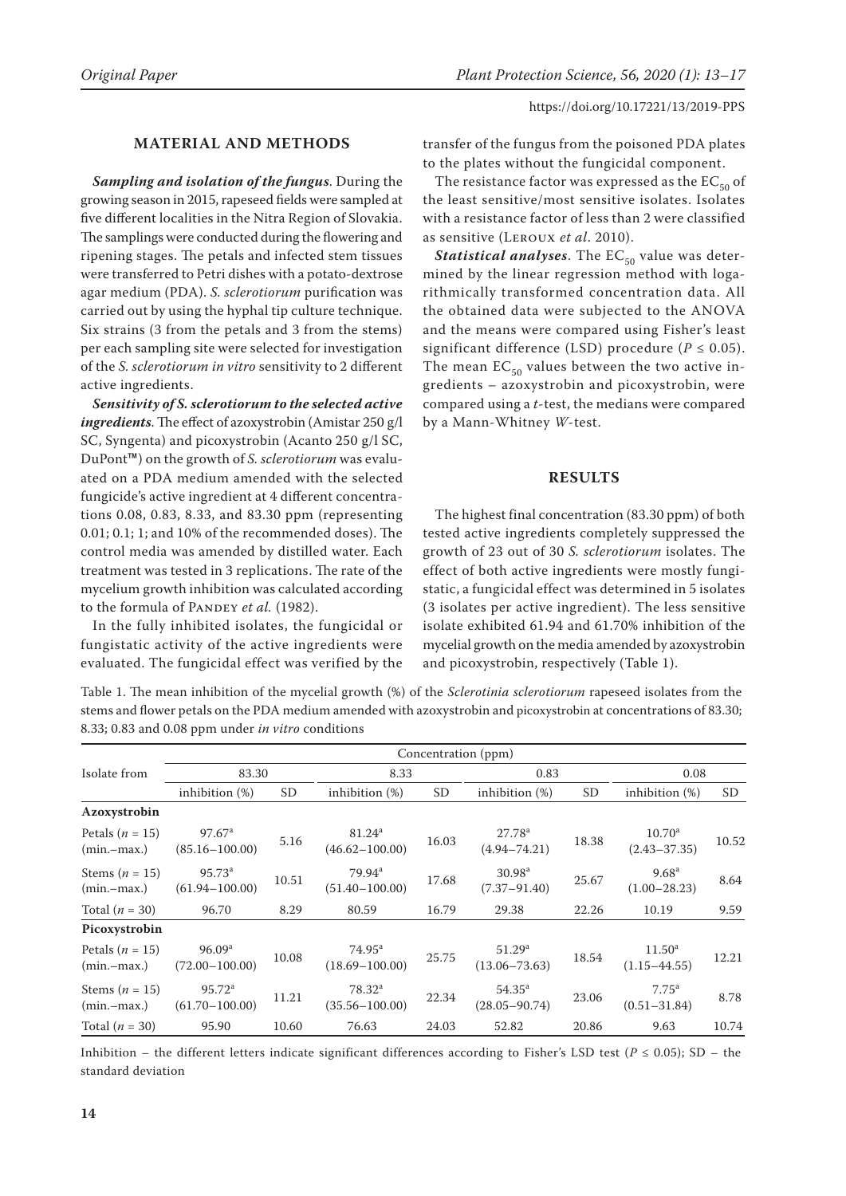## MATERIAL AND METHODS

***Sampling and isolation of the fungus.*** During the growing season in 2015, rapeseed fields were sampled at five different localities in the Nitra Region of Slovakia. The samplings were conducted during the flowering and ripening stages. The petals and infected stem tissues were transferred to Petri dishes with a potato-dextrose agar medium (PDA). *S. sclerotiorum* purification was carried out by using the hyphal tip culture technique. Six strains (3 from the petals and 3 from the stems) per each sampling site were selected for investigation of the *S. sclerotiorum in vitro* sensitivity to 2 different active ingredients.

***Sensitivity of S. sclerotiorum to the selected active ingredients.*** The effect of azoxystrobin (Amistar 250 g/l SC, Syngenta) and picoxystrobin (Acanto 250 g/l SC, DuPont™) on the growth of *S. sclerotiorum* was evaluated on a PDA medium amended with the selected fungicide's active ingredient at 4 different concentrations 0.08, 0.83, 8.33, and 83.30 ppm (representing 0.01; 0.1; 1; and 10% of the recommended doses). The control media was amended by distilled water. Each treatment was tested in 3 replications. The rate of the mycelium growth inhibition was calculated according to the formula of Pandey *et al.* (1982).

In the fully inhibited isolates, the fungicidal or fungistatic activity of the active ingredients were evaluated. The fungicidal effect was verified by the transfer of the fungus from the poisoned PDA plates to the plates without the fungicidal component.

The resistance factor was expressed as the $EC_{50}$ of the least sensitive/most sensitive isolates. Isolates with a resistance factor of less than 2 were classified as sensitive (Leroux *et al*. 2010).

***Statistical analyses.*** The $EC_{50}$ value was determined by the linear regression method with logarithmically transformed concentration data. All the obtained data were subjected to the ANOVA and the means were compared using Fisher's least significant difference (LSD) procedure ($P \leq 0.05$). The mean $EC_{50}$ values between the two active ingredients – azoxystrobin and picoxystrobin, were compared using a *t*-test, the medians were compared by a Mann-Whitney *W*-test.

## RESULTS

The highest final concentration (83.30 ppm) of both tested active ingredients completely suppressed the growth of 23 out of 30 *S. sclerotiorum* isolates. The effect of both active ingredients were mostly fungistatic, a fungicidal effect was determined in 5 isolates (3 isolates per active ingredient). The less sensitive isolate exhibited 61.94 and 61.70% inhibition of the mycelial growth on the media amended by azoxystrobin and picoxystrobin, respectively (Table 1).

Table 1. The mean inhibition of the mycelial growth (%) of the *Sclerotinia sclerotiorum* rapeseed isolates from the stems and flower petals on the PDA medium amended with azoxystrobin and picoxystrobin at concentrations of 83.30; 8.33; 0.83 and 0.08 ppm under *in vitro* conditions

| Isolate from | Concentration (ppm) | | | | | | | |
|---|---|---|---|---|---|---|---|---|
| | 83.30 | | 8.33 | | 0.83 | | 0.08 | |
| | inhibition (%) | SD | inhibition (%) | SD | inhibition (%) | SD | inhibition (%) | SD |
| **Azoxystrobin** | | | | | | | | |
| Petals ($n$ = 15) (min.–max.) | 97.67[a] (85.16–100.00) | 5.16 | 81.24[a] (46.62–100.00) | 16.03 | 27.78[a] (4.94–74.21) | 18.38 | 10.70[a] (2.43–37.35) | 10.52 |
| Stems ($n$ = 15) (min.–max.) | 95.73[a] (61.94–100.00) | 10.51 | 79.94[a] (51.40–100.00) | 17.68 | 30.98[a] (7.37–91.40) | 25.67 | 9.68[a] (1.00–28.23) | 8.64 |
| Total ($n$ = 30) | 96.70 | 8.29 | 80.59 | 16.79 | 29.38 | 22.26 | 10.19 | 9.59 |
| **Picoxystrobin** | | | | | | | | |
| Petals ($n$ = 15) (min.–max.) | 96.09[a] (72.00–100.00) | 10.08 | 74.95[a] (18.69–100.00) | 25.75 | 51.29[a] (13.06–73.63) | 18.54 | 11.50[a] (1.15–44.55) | 12.21 |
| Stems ($n$ = 15) (min.–max.) | 95.72[a] (61.70–100.00) | 11.21 | 78.32[a] (35.56–100.00) | 22.34 | 54.35[a] (28.05–90.74) | 23.06 | 7.75[a] (0.51–31.84) | 8.78 |
| Total ($n$ = 30) | 95.90 | 10.60 | 76.63 | 24.03 | 52.82 | 20.86 | 9.63 | 10.74 |

Inhibition – the different letters indicate significant differences according to Fisher's LSD test ($P \leq 0.05$); SD – the standard deviation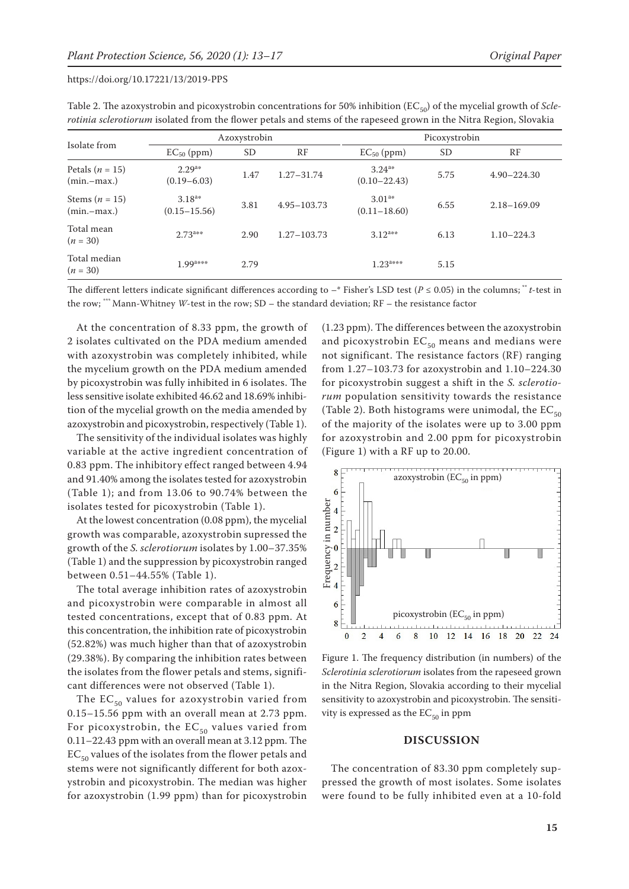Table 2. The azoxystrobin and picoxystrobin concentrations for 50% inhibition ($EC_{50}$) of the mycelial growth of *Sclerotinia sclerotiorum* isolated from the flower petals and stems of the rapeseed grown in the Nitra Region, Slovakia

| Isolate from | Azoxystrobin | | | Picoxystrobin | | |
|---|---|---|---|---|---|---|
| | $EC_{50}$ (ppm) | SD | RF | $EC_{50}$ (ppm) | SD | RF |
| Petals ($n$ = 15) (min.–max.) | 2.29[a*] (0.19–6.03) | 1.47 | 1.27–31.74 | 3.24[a*] (0.10–22.43) | 5.75 | 4.90–224.30 |
| Stems ($n$ = 15) (min.–max.) | 3.18[a*] (0.15–15.56) | 3.81 | 4.95–103.73 | 3.01[a*] (0.11–18.60) | 6.55 | 2.18–169.09 |
| Total mean ($n$ = 30) | 2.73[a**] | 2.90 | 1.27–103.73 | 3.12[a**] | 6.13 | 1.10–224.3 |
| Total median ($n$ = 30) | 1.99[a***] | 2.79 | | 1.23[a***] | 5.15 | |

The different letters indicate significant differences according to –* Fisher's LSD test ($P \leq 0.05$) in the columns; ** $t$-test in the row; *** Mann-Whitney $W$-test in the row; SD – the standard deviation; RF – the resistance factor

At the concentration of 8.33 ppm, the growth of 2 isolates cultivated on the PDA medium amended with azoxystrobin was completely inhibited, while the mycelium growth on the PDA medium amended by picoxystrobin was fully inhibited in 6 isolates. The less sensitive isolate exhibited 46.62 and 18.69% inhibition of the mycelial growth on the media amended by azoxystrobin and picoxystrobin, respectively (Table 1).

The sensitivity of the individual isolates was highly variable at the active ingredient concentration of 0.83 ppm. The inhibitory effect ranged between 4.94 and 91.40% among the isolates tested for azoxystrobin (Table 1); and from 13.06 to 90.74% between the isolates tested for picoxystrobin (Table 1).

At the lowest concentration (0.08 ppm), the mycelial growth was comparable, azoxystrobin supressed the growth of the *S. sclerotiorum* isolates by 1.00–37.35% (Table 1) and the suppression by picoxystrobin ranged between 0.51–44.55% (Table 1).

The total average inhibition rates of azoxystrobin and picoxystrobin were comparable in almost all tested concentrations, except that of 0.83 ppm. At this concentration, the inhibition rate of picoxystrobin (52.82%) was much higher than that of azoxystrobin (29.38%). By comparing the inhibition rates between the isolates from the flower petals and stems, significant differences were not observed (Table 1).

The $EC_{50}$ values for azoxystrobin varied from 0.15–15.56 ppm with an overall mean at 2.73 ppm. For picoxystrobin, the $EC_{50}$ values varied from 0.11–22.43 ppm with an overall mean at 3.12 ppm. The $EC_{50}$ values of the isolates from the flower petals and stems were not significantly different for both azoxystrobin and picoxystrobin. The median was higher for azoxystrobin (1.99 ppm) than for picoxystrobin (1.23 ppm). The differences between the azoxystrobin and picoxystrobin $EC_{50}$ means and medians were not significant. The resistance factors (RF) ranging from 1.27–103.73 for azoxystrobin and 1.10–224.30 for picoxystrobin suggest a shift in the *S. sclerotiorum* population sensitivity towards the resistance (Table 2). Both histograms were unimodal, the $EC_{50}$ of the majority of the isolates were up to 3.00 ppm for azoxystrobin and 2.00 ppm for picoxystrobin (Figure 1) with a RF up to 20.00.

Figure 1. The frequency distribution (in numbers) of the *Sclerotinia sclerotiorum* isolates from the rapeseed grown in the Nitra Region, Slovakia according to their mycelial sensitivity to azoxystrobin and picoxystrobin. The sensitivity is expressed as the $EC_{50}$ in ppm

## DISCUSSION

The concentration of 83.30 ppm completely suppressed the growth of most isolates. Some isolates were found to be fully inhibited even at a 10-fold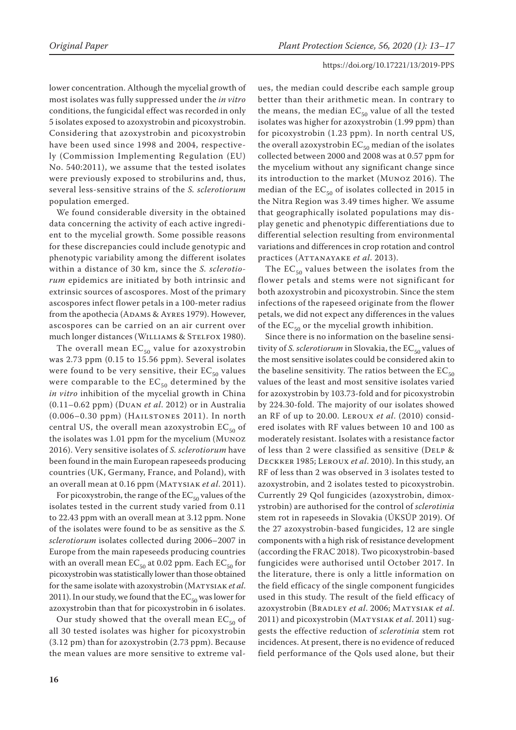lower concentration. Although the mycelial growth of most isolates was fully suppressed under the *in vitro* conditions, the fungicidal effect was recorded in only 5 isolates exposed to azoxystrobin and picoxystrobin. Considering that azoxystrobin and picoxystrobin have been used since 1998 and 2004, respectively (Commission Implementing Regulation (EU) No. 540:2011), we assume that the tested isolates were previously exposed to strobilurins and, thus, several less-sensitive strains of the *S. sclerotiorum* population emerged.

We found considerable diversity in the obtained data concerning the activity of each active ingredient to the mycelial growth. Some possible reasons for these discrepancies could include genotypic and phenotypic variability among the different isolates within a distance of 30 km, since the *S. sclerotiorum* epidemics are initiated by both intrinsic and extrinsic sources of ascospores. Most of the primary ascospores infect flower petals in a 100-meter radius from the apothecia (Adams & Ayres 1979). However, ascospores can be carried on an air current over much longer distances (Williams & Stelfox 1980).

The overall mean $EC_{50}$ value for azoxystrobin was 2.73 ppm (0.15 to 15.56 ppm). Several isolates were found to be very sensitive, their $EC_{50}$ values were comparable to the $EC_{50}$ determined by the *in vitro* inhibition of the mycelial growth in China (0.11–0.62 ppm) (Duan *et al*. 2012) or in Australia (0.006–0.30 ppm) (Hailstones 2011). In north central US, the overall mean azoxystrobin $EC_{50}$ of the isolates was 1.01 ppm for the mycelium (Munoz 2016). Very sensitive isolates of *S. sclerotiorum* have been found in the main European rapeseeds producing countries (UK, Germany, France, and Poland), with an overall mean at 0.16 ppm (Matysiak *et al*. 2011).

For picoxystrobin, the range of the $EC_{50}$ values of the isolates tested in the current study varied from 0.11 to 22.43 ppm with an overall mean at 3.12 ppm. None of the isolates were found to be as sensitive as the *S. sclerotiorum* isolates collected during 2006–2007 in Europe from the main rapeseeds producing countries with an overall mean $EC_{50}$ at 0.02 ppm. Each $EC_{50}$ for picoxystrobin was statistically lower than those obtained for the same isolate with azoxystrobin (Matysiak *et al.* 2011). In our study, we found that the $EC_{50}$ was lower for azoxystrobin than that for picoxystrobin in 6 isolates.

Our study showed that the overall mean $EC_{50}$ of all 30 tested isolates was higher for picoxystrobin (3.12 pm) than for azoxystrobin (2.73 ppm). Because the mean values are more sensitive to extreme values, the median could describe each sample group better than their arithmetic mean. In contrary to the means, the median $EC_{50}$ value of all the tested isolates was higher for azoxystrobin (1.99 ppm) than for picoxystrobin (1.23 ppm). In north central US, the overall azoxystrobin $EC_{50}$ median of the isolates collected between 2000 and 2008 was at 0.57 ppm for the mycelium without any significant change since its introduction to the market (Munoz 2016). The median of the $EC_{50}$ of isolates collected in 2015 in the Nitra Region was 3.49 times higher. We assume that geographically isolated populations may display genetic and phenotypic differentiations due to differential selection resulting from environmental variations and differences in crop rotation and control practices (Attanayake *et al*. 2013).

The $EC_{50}$ values between the isolates from the flower petals and stems were not significant for both azoxystrobin and picoxystrobin. Since the stem infections of the rapeseed originate from the flower petals, we did not expect any differences in the values of the $EC_{50}$ or the mycelial growth inhibition.

Since there is no information on the baseline sensitivity of *S. sclerotiorum* in Slovakia, the $EC_{50}$ values of the most sensitive isolates could be considered akin to the baseline sensitivity. The ratios between the $EC_{50}$ values of the least and most sensitive isolates varied for azoxystrobin by 103.73-fold and for picoxystrobin by 224.30-fold. The majority of our isolates showed an RF of up to 20.00. Leroux *et al*. (2010) considered isolates with RF values between 10 and 100 as moderately resistant. Isolates with a resistance factor of less than 2 were classified as sensitive (Delp & Deckker 1985; Leroux *et al*. 2010). In this study, an RF of less than 2 was observed in 3 isolates tested to azoxystrobin, and 2 isolates tested to picoxystrobin. Currently 29 QoI fungicides (azoxystrobin, dimoxystrobin) are authorised for the control of *sclerotinia* stem rot in rapeseeds in Slovakia (ÚKSÚP 2019). Of the 27 azoxystrobin-based fungicides, 12 are single components with a high risk of resistance development (according the FRAC 2018). Two picoxystrobin-based fungicides were authorised until October 2017. In the literature, there is only a little information on the field efficacy of the single component fungicides used in this study. The result of the field efficacy of azoxystrobin (Bradley *et al*. 2006; Matysiak *et al*. 2011) and picoxystrobin (Matysiak *et al*. 2011) suggests the effective reduction of *sclerotinia* stem rot incidences. At present, there is no evidence of reduced field performance of the QoIs used alone, but their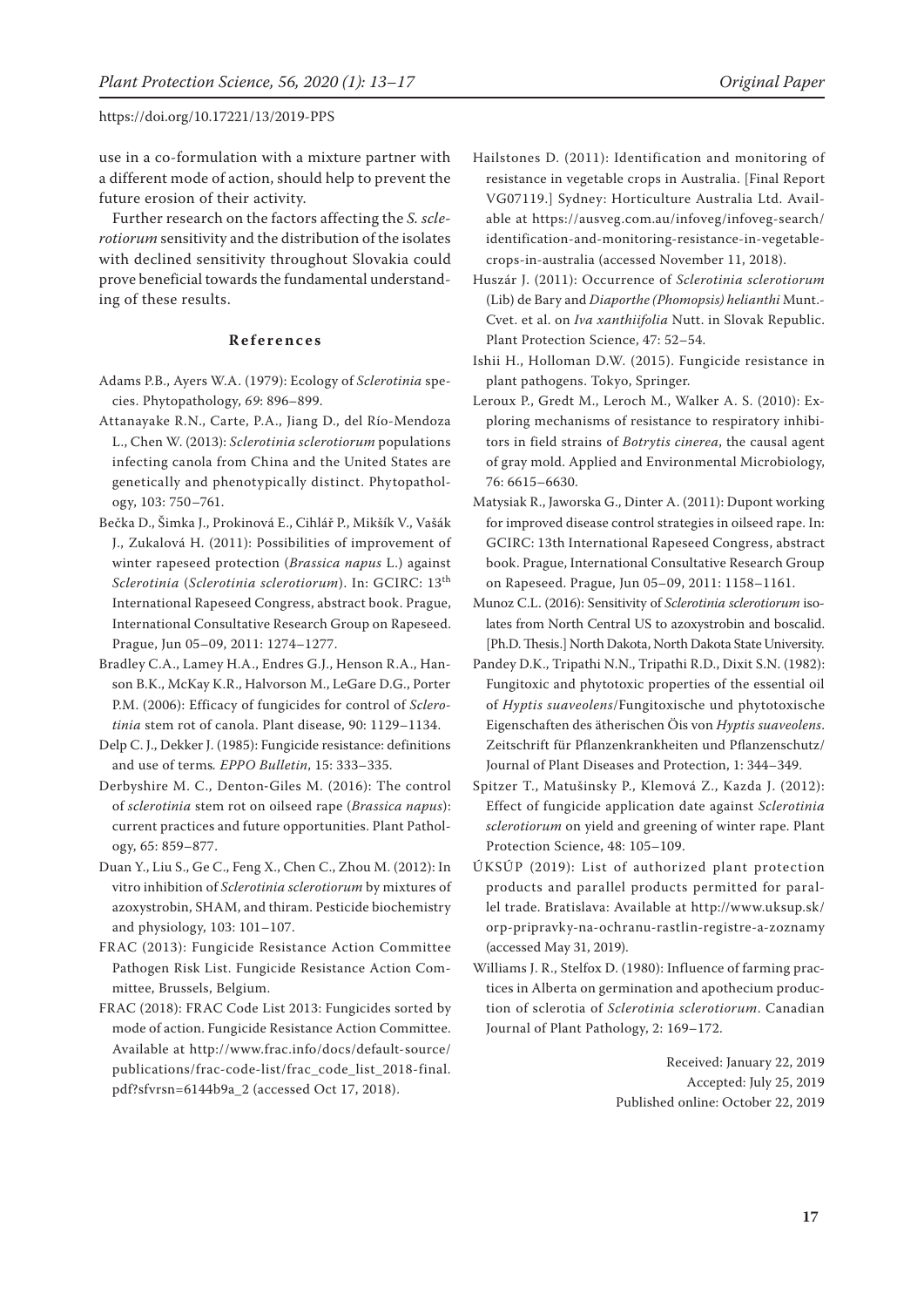use in a co-formulation with a mixture partner with a different mode of action, should help to prevent the future erosion of their activity.

Further research on the factors affecting the *S. sclerotiorum* sensitivity and the distribution of the isolates with declined sensitivity throughout Slovakia could prove beneficial towards the fundamental understanding of these results.

## References

Adams P.B., Ayers W.A. (1979): Ecology of *Sclerotinia* species. Phytopathology, 69: 896–899.

Attanayake R.N., Carte, P.A., Jiang D., del Río-Mendoza L., Chen W. (2013): *Sclerotinia sclerotiorum* populations infecting canola from China and the United States are genetically and phenotypically distinct. Phytopathology, 103: 750–761.

Bečka D., Šimka J., Prokinová E., Cihlář P., Mikšík V., Vašák J., Zukalová H. (2011): Possibilities of improvement of winter rapeseed protection (*Brassica napus* L.) against *Sclerotinia* (*Sclerotinia sclerotiorum*). In: GCIRC: 13th International Rapeseed Congress, abstract book. Prague, International Consultative Research Group on Rapeseed. Prague, Jun 05–09, 2011: 1274–1277.

Bradley C.A., Lamey H.A., Endres G.J., Henson R.A., Hanson B.K., McKay K.R., Halvorson M., LeGare D.G., Porter P.M. (2006): Efficacy of fungicides for control of *Sclerotinia* stem rot of canola. Plant disease, 90: 1129–1134.

Delp C. J., Dekker J. (1985): Fungicide resistance: definitions and use of terms*. EPPO Bulletin*, 15: 333–335.

Derbyshire M. C., Denton-Giles M. (2016): The control of *sclerotinia* stem rot on oilseed rape (*Brassica napus*): current practices and future opportunities. Plant Pathology, 65: 859–877.

Duan Y., Liu S., Ge C., Feng X., Chen C., Zhou M. (2012): In vitro inhibition of *Sclerotinia sclerotiorum* by mixtures of azoxystrobin, SHAM, and thiram. Pesticide biochemistry and physiology, 103: 101–107.

FRAC (2013): Fungicide Resistance Action Committee Pathogen Risk List. Fungicide Resistance Action Committee, Brussels, Belgium.

FRAC (2018): FRAC Code List 2013: Fungicides sorted by mode of action. Fungicide Resistance Action Committee. Available at http://www.frac.info/docs/default-source/publications/frac-code-list/frac_code_list_2018-final.pdf?sfvrsn=6144b9a_2 (accessed Oct 17, 2018).

Hailstones D. (2011): Identification and monitoring of resistance in vegetable crops in Australia. [Final Report VG07119.] Sydney: Horticulture Australia Ltd. Available at https://ausveg.com.au/infoveg/infoveg-search/identification-and-monitoring-resistance-in-vegetable-crops-in-australia (accessed November 11, 2018).

Huszár J. (2011): Occurrence of *Sclerotinia sclerotiorum* (Lib) de Bary and *Diaporthe (Phomopsis) helianthi* Munt.-Cvet. et al. on *Iva xanthiifolia* Nutt. in Slovak Republic. Plant Protection Science, 47: 52–54.

Ishii H., Holloman D.W. (2015). Fungicide resistance in plant pathogens. Tokyo, Springer.

Leroux P., Gredt M., Leroch M., Walker A. S. (2010): Exploring mechanisms of resistance to respiratory inhibitors in field strains of *Botrytis cinerea*, the causal agent of gray mold. Applied and Environmental Microbiology, 76: 6615–6630.

Matysiak R., Jaworska G., Dinter A. (2011): Dupont working for improved disease control strategies in oilseed rape. In: GCIRC: 13th International Rapeseed Congress, abstract book. Prague, International Consultative Research Group on Rapeseed. Prague, Jun 05–09, 2011: 1158–1161.

Munoz C.L. (2016): Sensitivity of *Sclerotinia sclerotiorum* isolates from North Central US to azoxystrobin and boscalid. [Ph.D. Thesis.] North Dakota, North Dakota State University.

Pandey D.K., Tripathi N.N., Tripathi R.D., Dixit S.N. (1982): Fungitoxic and phytotoxic properties of the essential oil of *Hyptis suaveolens*/Fungitoxische und phytotoxische Eigenschaften des ätherischen Öis von *Hyptis suaveolens*. Zeitschrift für Pflanzenkrankheiten und Pflanzenschutz/Journal of Plant Diseases and Protection, 1: 344–349.

Spitzer T., Matušinsky P., Klemová Z., Kazda J. (2012): Effect of fungicide application date against *Sclerotinia sclerotiorum* on yield and greening of winter rape. Plant Protection Science, 48: 105–109.

ÚKSÚP (2019): List of authorized plant protection products and parallel products permitted for parallel trade. Bratislava: Available at http://www.uksup.sk/orp-pripravky-na-ochranu-rastlin-registre-a-zoznamy (accessed May 31, 2019).

Williams J. R., Stelfox D. (1980): Influence of farming practices in Alberta on germination and apothecium production of sclerotia of *Sclerotinia sclerotiorum*. Canadian Journal of Plant Pathology, 2: 169–172.

Received: January 22, 2019
Accepted: July 25, 2019
Published online: October 22, 2019